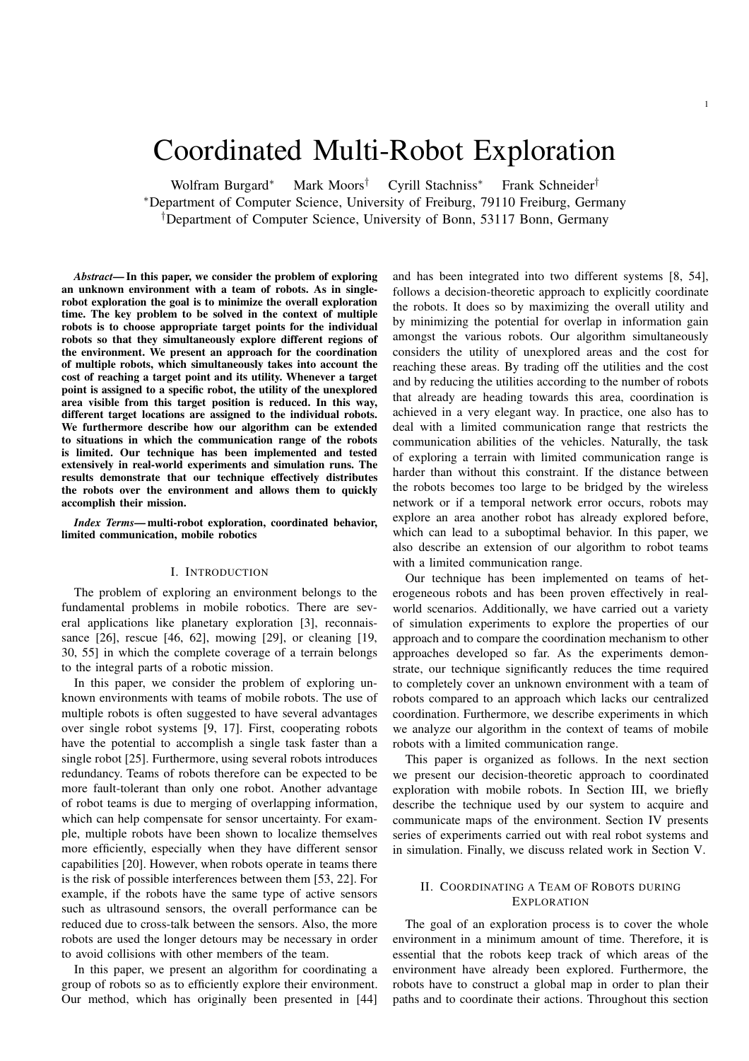# Coordinated Multi-Robot Exploration

Wolfram Burgard* Mark Moors† Cyrill Stachniss* Frank Schneider†

*Department of Computer Science, University of Freiburg, 79110 Freiburg, Germany

†Department of Computer Science, University of Bonn, 53117 Bonn, Germany

***Abstract*— In this paper, we consider the problem of exploring an unknown environment with a team of robots. As in single-robot exploration the goal is to minimize the overall exploration time. The key problem to be solved in the context of multiple robots is to choose appropriate target points for the individual robots so that they simultaneously explore different regions of the environment. We present an approach for the coordination of multiple robots, which simultaneously takes into account the cost of reaching a target point and its utility. Whenever a target point is assigned to a specific robot, the utility of the unexplored area visible from this target position is reduced. In this way, different target locations are assigned to the individual robots. We furthermore describe how our algorithm can be extended to situations in which the communication range of the robots is limited. Our technique has been implemented and tested extensively in real-world experiments and simulation runs. The results demonstrate that our technique effectively distributes the robots over the environment and allows them to quickly accomplish their mission.**

***Index Terms*— multi-robot exploration, coordinated behavior, limited communication, mobile robotics**

## I. Introduction

The problem of exploring an environment belongs to the fundamental problems in mobile robotics. There are several applications like planetary exploration [3], reconnaissance [26], rescue [46, 62], mowing [29], or cleaning [19, 30, 55] in which the complete coverage of a terrain belongs to the integral parts of a robotic mission.

In this paper, we consider the problem of exploring unknown environments with teams of mobile robots. The use of multiple robots is often suggested to have several advantages over single robot systems [9, 17]. First, cooperating robots have the potential to accomplish a single task faster than a single robot [25]. Furthermore, using several robots introduces redundancy. Teams of robots therefore can be expected to be more fault-tolerant than only one robot. Another advantage of robot teams is due to merging of overlapping information, which can help compensate for sensor uncertainty. For example, multiple robots have been shown to localize themselves more efficiently, especially when they have different sensor capabilities [20]. However, when robots operate in teams there is the risk of possible interferences between them [53, 22]. For example, if the robots have the same type of active sensors such as ultrasound sensors, the overall performance can be reduced due to cross-talk between the sensors. Also, the more robots are used the longer detours may be necessary in order to avoid collisions with other members of the team.

In this paper, we present an algorithm for coordinating a group of robots so as to efficiently explore their environment. Our method, which has originally been presented in [44] and has been integrated into two different systems [8, 54], follows a decision-theoretic approach to explicitly coordinate the robots. It does so by maximizing the overall utility and by minimizing the potential for overlap in information gain amongst the various robots. Our algorithm simultaneously considers the utility of unexplored areas and the cost for reaching these areas. By trading off the utilities and the cost and by reducing the utilities according to the number of robots that already are heading towards this area, coordination is achieved in a very elegant way. In practice, one also has to deal with a limited communication range that restricts the communication abilities of the vehicles. Naturally, the task of exploring a terrain with limited communication range is harder than without this constraint. If the distance between the robots becomes too large to be bridged by the wireless network or if a temporal network error occurs, robots may explore an area another robot has already explored before, which can lead to a suboptimal behavior. In this paper, we also describe an extension of our algorithm to robot teams with a limited communication range.

Our technique has been implemented on teams of heterogeneous robots and has been proven effectively in real-world scenarios. Additionally, we have carried out a variety of simulation experiments to explore the properties of our approach and to compare the coordination mechanism to other approaches developed so far. As the experiments demonstrate, our technique significantly reduces the time required to completely cover an unknown environment with a team of robots compared to an approach which lacks our centralized coordination. Furthermore, we describe experiments in which we analyze our algorithm in the context of teams of mobile robots with a limited communication range.

This paper is organized as follows. In the next section we present our decision-theoretic approach to coordinated exploration with mobile robots. In Section III, we briefly describe the technique used by our system to acquire and communicate maps of the environment. Section IV presents series of experiments carried out with real robot systems and in simulation. Finally, we discuss related work in Section V.

## II. Coordinating a Team of Robots during Exploration

The goal of an exploration process is to cover the whole environment in a minimum amount of time. Therefore, it is essential that the robots keep track of which areas of the environment have already been explored. Furthermore, the robots have to construct a global map in order to plan their paths and to coordinate their actions. Throughout this section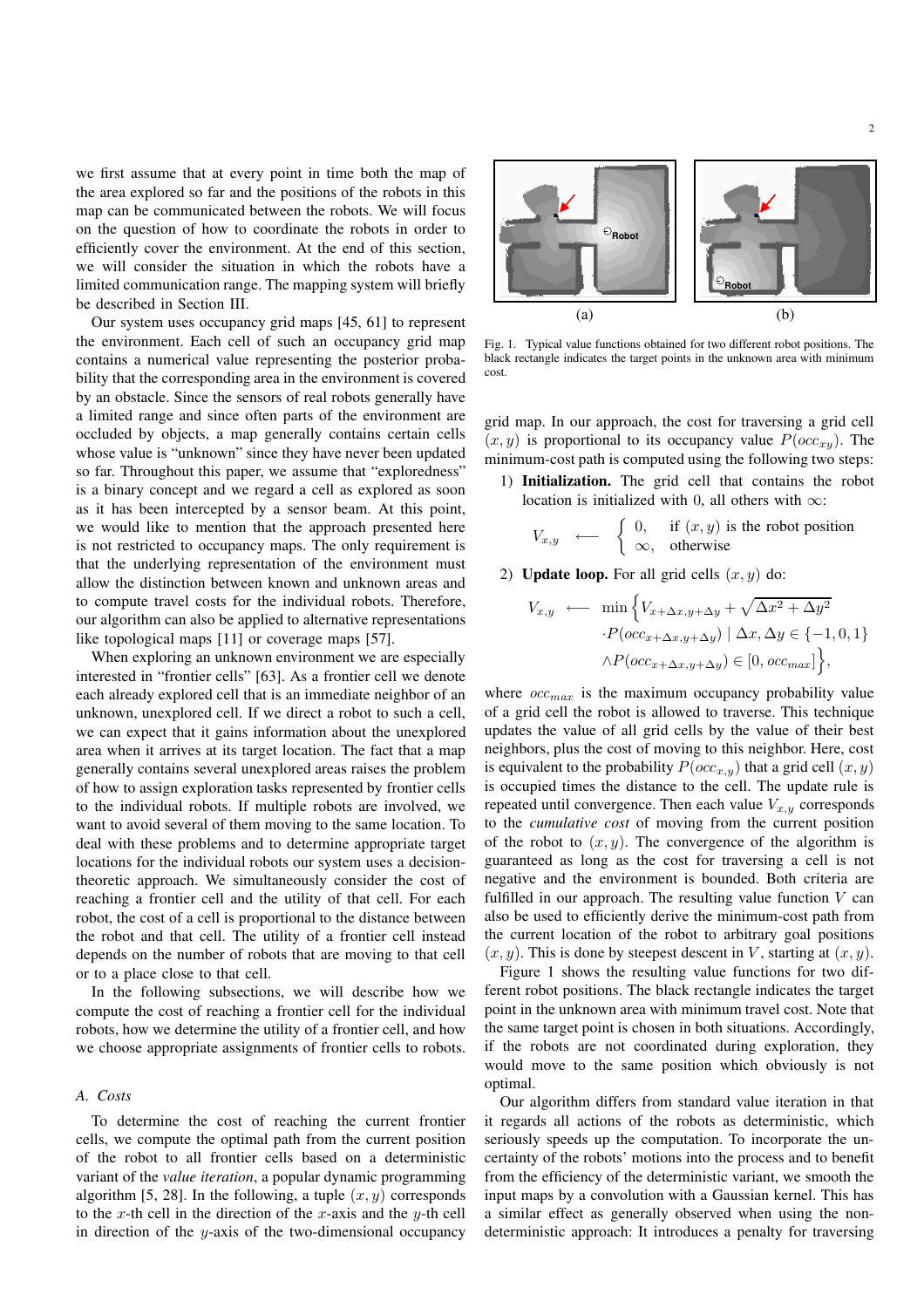we first assume that at every point in time both the map of the area explored so far and the positions of the robots in this map can be communicated between the robots. We will focus on the question of how to coordinate the robots in order to efficiently cover the environment. At the end of this section, we will consider the situation in which the robots have a limited communication range. The mapping system will briefly be described in Section III.

Our system uses occupancy grid maps [45, 61] to represent the environment. Each cell of such an occupancy grid map contains a numerical value representing the posterior probability that the corresponding area in the environment is covered by an obstacle. Since the sensors of real robots generally have a limited range and since often parts of the environment are occluded by objects, a map generally contains certain cells whose value is "unknown" since they have never been updated so far. Throughout this paper, we assume that "exploredness" is a binary concept and we regard a cell as explored as soon as it has been intercepted by a sensor beam. At this point, we would like to mention that the approach presented here is not restricted to occupancy maps. The only requirement is that the underlying representation of the environment must allow the distinction between known and unknown areas and to compute travel costs for the individual robots. Therefore, our algorithm can also be applied to alternative representations like topological maps [11] or coverage maps [57].

When exploring an unknown environment we are especially interested in "frontier cells" [63]. As a frontier cell we denote each already explored cell that is an immediate neighbor of an unknown, unexplored cell. If we direct a robot to such a cell, we can expect that it gains information about the unexplored area when it arrives at its target location. The fact that a map generally contains several unexplored areas raises the problem of how to assign exploration tasks represented by frontier cells to the individual robots. If multiple robots are involved, we want to avoid several of them moving to the same location. To deal with these problems and to determine appropriate target locations for the individual robots our system uses a decision-theoretic approach. We simultaneously consider the cost of reaching a frontier cell and the utility of that cell. For each robot, the cost of a cell is proportional to the distance between the robot and that cell. The utility of a frontier cell instead depends on the number of robots that are moving to that cell or to a place close to that cell.

In the following subsections, we will describe how we compute the cost of reaching a frontier cell for the individual robots, how we determine the utility of a frontier cell, and how we choose appropriate assignments of frontier cells to robots.

### A. Costs

To determine the cost of reaching the current frontier cells, we compute the optimal path from the current position of the robot to all frontier cells based on a deterministic variant of the *value iteration*, a popular dynamic programming algorithm [5, 28]. In the following, a tuple $(x, y)$ corresponds to the $x$-th cell in the direction of the $x$-axis and the $y$-th cell in direction of the $y$-axis of the two-dimensional occupancy grid map. In our approach, the cost for traversing a grid cell $(x, y)$ is proportional to its occupancy value $P(occ_{xy})$. The minimum-cost path is computed using the following two steps:

1) **Initialization.** The grid cell that contains the robot location is initialized with 0, all others with $\infty$:

$$V_{x,y} \quad \longleftarrow \quad \begin{cases} 0, & \text{if } (x,y) \text{ is the robot position} \\ \infty, & \text{otherwise} \end{cases}$$

2) **Update loop.** For all grid cells $(x, y)$ do:

$$\begin{aligned} V_{x,y} \quad \longleftarrow \quad & \min \Big\{ V_{x+\Delta x, y+\Delta y} + \sqrt{\Delta x^2 + \Delta y^2} \\ & \cdot P(occ_{x+\Delta x, y+\Delta y}) \mid \Delta x, \Delta y \in \{-1, 0, 1\} \\ & \wedge P(occ_{x+\Delta x, y+\Delta y}) \in [0, occ_{max}] \Big\}, \end{aligned}$$

where $occ_{max}$ is the maximum occupancy probability value of a grid cell the robot is allowed to traverse. This technique updates the value of all grid cells by the value of their best neighbors, plus the cost of moving to this neighbor. Here, cost is equivalent to the probability $P(occ_{x,y})$ that a grid cell $(x, y)$ is occupied times the distance to the cell. The update rule is repeated until convergence. Then each value $V_{x,y}$ corresponds to the *cumulative cost* of moving from the current position of the robot to $(x, y)$. The convergence of the algorithm is guaranteed as long as the cost for traversing a cell is not negative and the environment is bounded. Both criteria are fulfilled in our approach. The resulting value function $V$ can also be used to efficiently derive the minimum-cost path from the current location of the robot to arbitrary goal positions $(x, y)$. This is done by steepest descent in $V$, starting at $(x, y)$.

(a)

(b)

Fig. 1. Typical value functions obtained for two different robot positions. The black rectangle indicates the target points in the unknown area with minimum cost.

Figure 1 shows the resulting value functions for two different robot positions. The black rectangle indicates the target point in the unknown area with minimum travel cost. Note that the same target point is chosen in both situations. Accordingly, if the robots are not coordinated during exploration, they would move to the same position which obviously is not optimal.

Our algorithm differs from standard value iteration in that it regards all actions of the robots as deterministic, which seriously speeds up the computation. To incorporate the uncertainty of the robots' motions into the process and to benefit from the efficiency of the deterministic variant, we smooth the input maps by a convolution with a Gaussian kernel. This has a similar effect as generally observed when using the non-deterministic approach: It introduces a penalty for traversing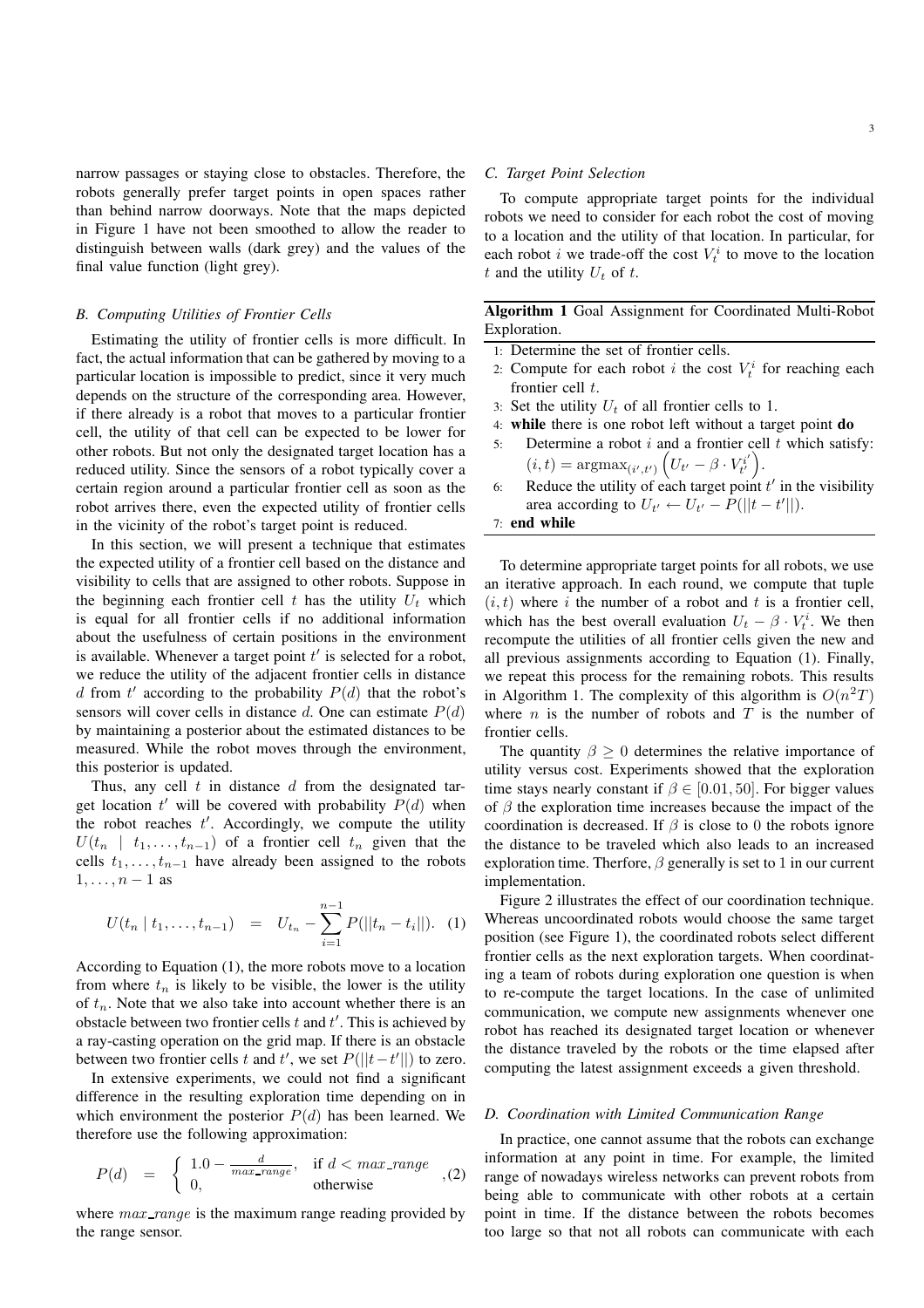narrow passages or staying close to obstacles. Therefore, the robots generally prefer target points in open spaces rather than behind narrow doorways. Note that the maps depicted in Figure 1 have not been smoothed to allow the reader to distinguish between walls (dark grey) and the values of the final value function (light grey).

### B. Computing Utilities of Frontier Cells

Estimating the utility of frontier cells is more difficult. In fact, the actual information that can be gathered by moving to a particular location is impossible to predict, since it very much depends on the structure of the corresponding area. However, if there already is a robot that moves to a particular frontier cell, the utility of that cell can be expected to be lower for other robots. But not only the designated target location has a reduced utility. Since the sensors of a robot typically cover a certain region around a particular frontier cell as soon as the robot arrives there, even the expected utility of frontier cells in the vicinity of the robot's target point is reduced.

In this section, we will present a technique that estimates the expected utility of a frontier cell based on the distance and visibility to cells that are assigned to other robots. Suppose in the beginning each frontier cell $t$ has the utility $U_t$ which is equal for all frontier cells if no additional information about the usefulness of certain positions in the environment is available. Whenever a target point $t'$ is selected for a robot, we reduce the utility of the adjacent frontier cells in distance $d$ from $t'$ according to the probability $P(d)$ that the robot's sensors will cover cells in distance $d$. One can estimate $P(d)$ by maintaining a posterior about the estimated distances to be measured. While the robot moves through the environment, this posterior is updated.

Thus, any cell $t$ in distance $d$ from the designated target location $t'$ will be covered with probability $P(d)$ when the robot reaches $t'$. Accordingly, we compute the utility $U(t_n \mid t_1, \ldots, t_{n-1})$ of a frontier cell $t_n$ given that the cells $t_1, \ldots, t_{n-1}$ have already been assigned to the robots $1, \ldots, n-1$ as

$$U(t_n \mid t_1, \ldots, t_{n-1}) \quad = \quad U_{t_n} - \sum_{i=1}^{n-1} P(||t_n - t_i||). \quad (1)$$

According to Equation (1), the more robots move to a location from where $t_n$ is likely to be visible, the lower is the utility of $t_n$. Note that we also take into account whether there is an obstacle between two frontier cells $t$ and $t'$. This is achieved by a ray-casting operation on the grid map. If there is an obstacle between two frontier cells $t$ and $t'$, we set $P(||t-t'||)$ to zero.

In extensive experiments, we could not find a significant difference in the resulting exploration time depending on in which environment the posterior $P(d)$ has been learned. We therefore use the following approximation:

$$P(d) \quad = \quad \begin{cases} 1.0 - \frac{d}{max\_range}, & \text{if } d < max\_range \\ 0, & \text{otherwise} \end{cases} \quad ,(2)$$

where $max\_range$ is the maximum range reading provided by the range sensor.

### C. Target Point Selection

To compute appropriate target points for the individual robots we need to consider for each robot the cost of moving to a location and the utility of that location. In particular, for each robot $i$ we trade-off the cost $V_t^i$ to move to the location $t$ and the utility $U_t$ of $t$.

**Algorithm 1** Goal Assignment for Coordinated Multi-Robot Exploration.

1: Determine the set of frontier cells.
2: Compute for each robot $i$ the cost $V_t^i$ for reaching each frontier cell $t$.
3: Set the utility $U_t$ of all frontier cells to 1.
4: **while** there is one robot left without a target point **do**
5: Determine a robot $i$ and a frontier cell $t$ which satisfy: $(i,t) = \operatorname{argmax}_{(i',t')} \left( U_{t'} - \beta \cdot V_{t'}^{i'} \right)$.
6: Reduce the utility of each target point $t'$ in the visibility area according to $U_{t'} \leftarrow U_{t'} - P(||t-t'||)$.
7: **end while**

To determine appropriate target points for all robots, we use an iterative approach. In each round, we compute that tuple $(i,t)$ where $i$ the number of a robot and $t$ is a frontier cell, which has the best overall evaluation $U_t - \beta \cdot V_t^i$. We then recompute the utilities of all frontier cells given the new and all previous assignments according to Equation (1). Finally, we repeat this process for the remaining robots. This results in Algorithm 1. The complexity of this algorithm is $O(n^2 T)$ where $n$ is the number of robots and $T$ is the number of frontier cells.

The quantity $\beta \geq 0$ determines the relative importance of utility versus cost. Experiments showed that the exploration time stays nearly constant if $\beta \in [0.01, 50]$. For bigger values of $\beta$ the exploration time increases because the impact of the coordination is decreased. If $\beta$ is close to 0 the robots ignore the distance to be traveled which also leads to an increased exploration time. Therfore, $\beta$ generally is set to 1 in our current implementation.

Figure 2 illustrates the effect of our coordination technique. Whereas uncoordinated robots would choose the same target position (see Figure 1), the coordinated robots select different frontier cells as the next exploration targets. When coordinating a team of robots during exploration one question is when to re-compute the target locations. In the case of unlimited communication, we compute new assignments whenever one robot has reached its designated target location or whenever the distance traveled by the robots or the time elapsed after computing the latest assignment exceeds a given threshold.

### D. Coordination with Limited Communication Range

In practice, one cannot assume that the robots can exchange information at any point in time. For example, the limited range of nowadays wireless networks can prevent robots from being able to communicate with other robots at a certain point in time. If the distance between the robots becomes too large so that not all robots can communicate with each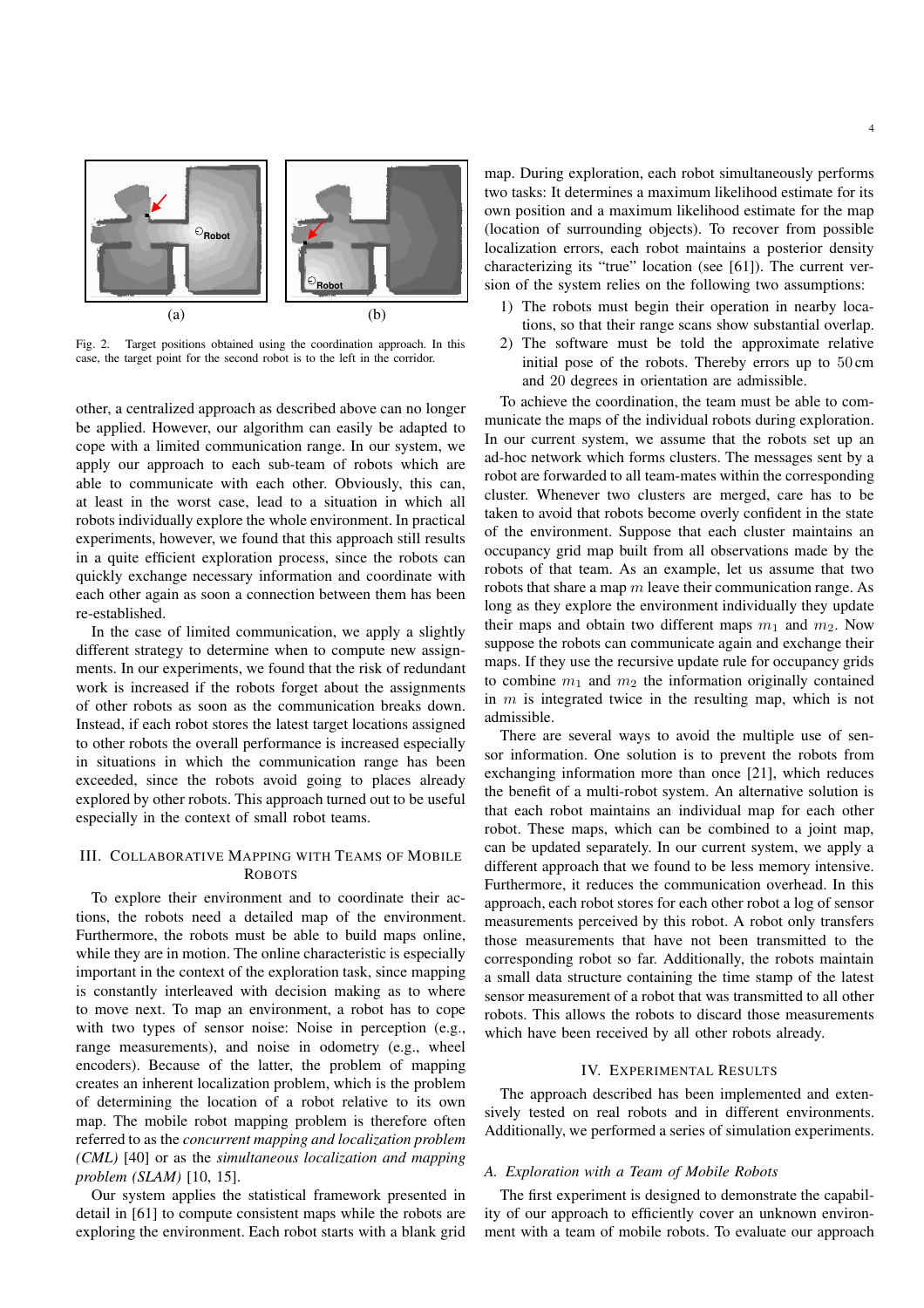Fig. 2. Target positions obtained using the coordination approach. In this case, the target point for the second robot is to the left in the corridor.

other, a centralized approach as described above can no longer be applied. However, our algorithm can easily be adapted to cope with a limited communication range. In our system, we apply our approach to each sub-team of robots which are able to communicate with each other. Obviously, this can, at least in the worst case, lead to a situation in which all robots individually explore the whole environment. In practical experiments, however, we found that this approach still results in a quite efficient exploration process, since the robots can quickly exchange necessary information and coordinate with each other again as soon as a connection between them has been re-established.

In the case of limited communication, we apply a slightly different strategy to determine when to compute new assignments. In our experiments, we found that the risk of redundant work is increased if the robots forget about the assignments of other robots as soon as the communication breaks down. Instead, if each robot stores the latest target locations assigned to other robots the overall performance is increased especially in situations in which the communication range has been exceeded, since the robots avoid going to places already explored by other robots. This approach turned out to be useful especially in the context of small robot teams.

## III. Collaborative Mapping with Teams of Mobile Robots

To explore their environment and to coordinate their actions, the robots need a detailed map of the environment. Furthermore, the robots must be able to build maps online, while they are in motion. The online characteristic is especially important in the context of the exploration task, since mapping is constantly interleaved with decision making as to where to move next. To map an environment, a robot has to cope with two types of sensor noise: Noise in perception (e.g., range measurements), and noise in odometry (e.g., wheel encoders). Because of the latter, the problem of mapping creates an inherent localization problem, which is the problem of determining the location of a robot relative to its own map. The mobile robot mapping problem is therefore often referred to as the *concurrent mapping and localization problem (CML)* [40] or as the *simultaneous localization and mapping problem (SLAM)* [10, 15].

Our system applies the statistical framework presented in detail in [61] to compute consistent maps while the robots are exploring the environment. Each robot starts with a blank grid map. During exploration, each robot simultaneously performs two tasks: It determines a maximum likelihood estimate for its own position and a maximum likelihood estimate for the map (location of surrounding objects). To recover from possible localization errors, each robot maintains a posterior density characterizing its "true" location (see [61]). The current version of the system relies on the following two assumptions:

1) The robots must begin their operation in nearby locations, so that their range scans show substantial overlap.
2) The software must be told the approximate relative initial pose of the robots. Thereby errors up to 50 cm and 20 degrees in orientation are admissible.

To achieve the coordination, the team must be able to communicate the maps of the individual robots during exploration. In our current system, we assume that the robots set up an ad-hoc network which forms clusters. The messages sent by a robot are forwarded to all team-mates within the corresponding cluster. Whenever two clusters are merged, care has to be taken to avoid that robots become overly confident in the state of the environment. Suppose that each cluster maintains an occupancy grid map built from all observations made by the robots of that team. As an example, let us assume that two robots that share a map $m$ leave their communication range. As long as they explore the environment individually they update their maps and obtain two different maps $m_1$ and $m_2$. Now suppose the robots can communicate again and exchange their maps. If they use the recursive update rule for occupancy grids to combine $m_1$ and $m_2$ the information originally contained in $m$ is integrated twice in the resulting map, which is not admissible.

There are several ways to avoid the multiple use of sensor information. One solution is to prevent the robots from exchanging information more than once [21], which reduces the benefit of a multi-robot system. An alternative solution is that each robot maintains an individual map for each other robot. These maps, which can be combined to a joint map, can be updated separately. In our current system, we apply a different approach that we found to be less memory intensive. Furthermore, it reduces the communication overhead. In this approach, each robot stores for each other robot a log of sensor measurements perceived by this robot. A robot only transfers those measurements that have not been transmitted to the corresponding robot so far. Additionally, the robots maintain a small data structure containing the time stamp of the latest sensor measurement of a robot that was transmitted to all other robots. This allows the robots to discard those measurements which have been received by all other robots already.

## IV. Experimental Results

The approach described has been implemented and extensively tested on real robots and in different environments. Additionally, we performed a series of simulation experiments.

### A. Exploration with a Team of Mobile Robots

The first experiment is designed to demonstrate the capability of our approach to efficiently cover an unknown environment with a team of mobile robots. To evaluate our approach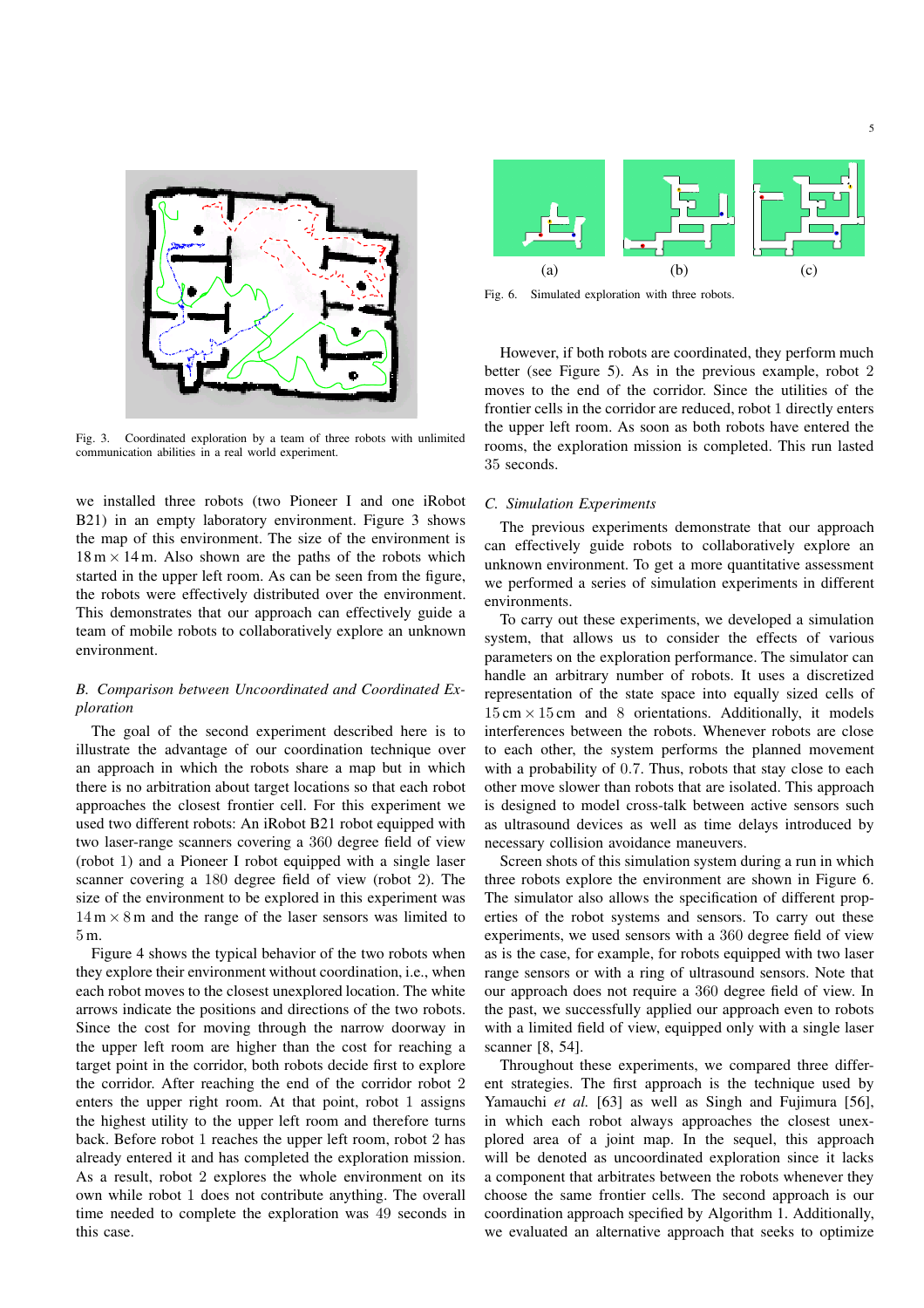Fig. 3. Coordinated exploration by a team of three robots with unlimited communication abilities in a real world experiment.

we installed three robots (two Pioneer I and one iRobot B21) in an empty laboratory environment. Figure 3 shows the map of this environment. The size of the environment is $18\,\mathrm{m} \times 14\,\mathrm{m}$. Also shown are the paths of the robots which started in the upper left room. As can be seen from the figure, the robots were effectively distributed over the environment. This demonstrates that our approach can effectively guide a team of mobile robots to collaboratively explore an unknown environment.

### *B. Comparison between Uncoordinated and Coordinated Exploration*

The goal of the second experiment described here is to illustrate the advantage of our coordination technique over an approach in which the robots share a map but in which there is no arbitration about target locations so that each robot approaches the closest frontier cell. For this experiment we used two different robots: An iRobot B21 robot equipped with two laser-range scanners covering a 360 degree field of view (robot 1) and a Pioneer I robot equipped with a single laser scanner covering a 180 degree field of view (robot 2). The size of the environment to be explored in this experiment was $14\,\mathrm{m} \times 8\,\mathrm{m}$ and the range of the laser sensors was limited to $5\,\mathrm{m}$.

Figure 4 shows the typical behavior of the two robots when they explore their environment without coordination, i.e., when each robot moves to the closest unexplored location. The white arrows indicate the positions and directions of the two robots. Since the cost for moving through the narrow doorway in the upper left room are higher than the cost for reaching a target point in the corridor, both robots decide first to explore the corridor. After reaching the end of the corridor robot 2 enters the upper right room. At that point, robot 1 assigns the highest utility to the upper left room and therefore turns back. Before robot 1 reaches the upper left room, robot 2 has already entered it and has completed the exploration mission. As a result, robot 2 explores the whole environment on its own while robot 1 does not contribute anything. The overall time needed to complete the exploration was 49 seconds in this case.

(a) (b) (c)

Fig. 6. Simulated exploration with three robots.

However, if both robots are coordinated, they perform much better (see Figure 5). As in the previous example, robot 2 moves to the end of the corridor. Since the utilities of the frontier cells in the corridor are reduced, robot 1 directly enters the upper left room. As soon as both robots have entered the rooms, the exploration mission is completed. This run lasted 35 seconds.

### *C. Simulation Experiments*

The previous experiments demonstrate that our approach can effectively guide robots to collaboratively explore an unknown environment. To get a more quantitative assessment we performed a series of simulation experiments in different environments.

To carry out these experiments, we developed a simulation system, that allows us to consider the effects of various parameters on the exploration performance. The simulator can handle an arbitrary number of robots. It uses a discretized representation of the state space into equally sized cells of $15\,\mathrm{cm} \times 15\,\mathrm{cm}$ and 8 orientations. Additionally, it models interferences between the robots. Whenever robots are close to each other, the system performs the planned movement with a probability of 0.7. Thus, robots that stay close to each other move slower than robots that are isolated. This approach is designed to model cross-talk between active sensors such as ultrasound devices as well as time delays introduced by necessary collision avoidance maneuvers.

Screen shots of this simulation system during a run in which three robots explore the environment are shown in Figure 6. The simulator also allows the specification of different properties of the robot systems and sensors. To carry out these experiments, we used sensors with a 360 degree field of view as is the case, for example, for robots equipped with two laser range sensors or with a ring of ultrasound sensors. Note that our approach does not require a 360 degree field of view. In the past, we successfully applied our approach even to robots with a limited field of view, equipped only with a single laser scanner [8, 54].

Throughout these experiments, we compared three different strategies. The first approach is the technique used by Yamauchi *et al.* [63] as well as Singh and Fujimura [56], in which each robot always approaches the closest unexplored area of a joint map. In the sequel, this approach will be denoted as uncoordinated exploration since it lacks a component that arbitrates between the robots whenever they choose the same frontier cells. The second approach is our coordination approach specified by Algorithm 1. Additionally, we evaluated an alternative approach that seeks to optimize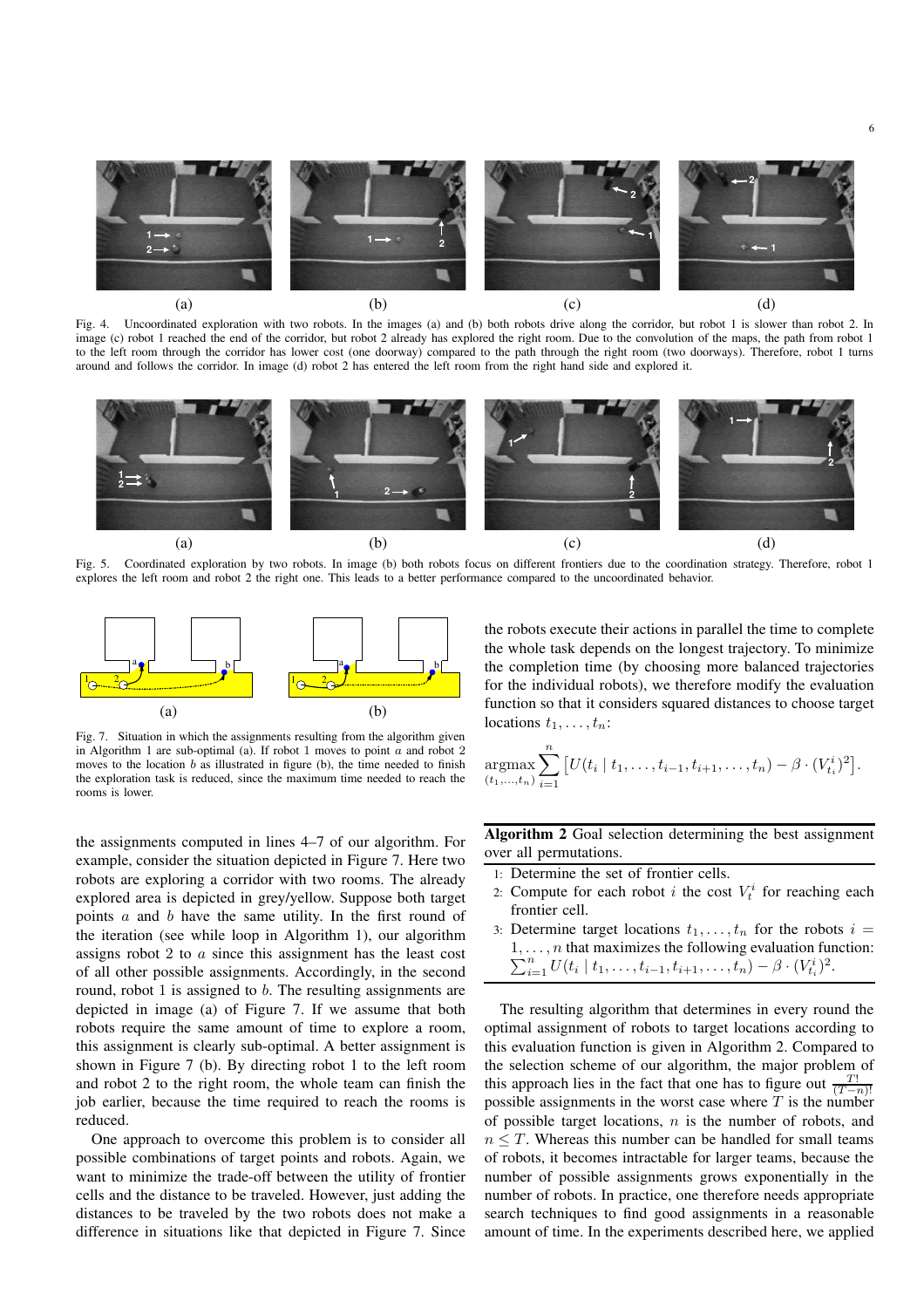Fig. 4. Uncoordinated exploration with two robots. In the images (a) and (b) both robots drive along the corridor, but robot 1 is slower than robot 2. In image (c) robot 1 reached the end of the corridor, but robot 2 already has explored the right room. Due to the convolution of the maps, the path from robot 1 to the left room through the corridor has lower cost (one doorway) compared to the path through the right room (two doorways). Therefore, robot 1 turns around and follows the corridor. In image (d) robot 2 has entered the left room from the right hand side and explored it.

Fig. 5. Coordinated exploration by two robots. In image (b) both robots focus on different frontiers due to the coordination strategy. Therefore, robot 1 explores the left room and robot 2 the right one. This leads to a better performance compared to the uncoordinated behavior.

Fig. 7. Situation in which the assignments resulting from the algorithm given in Algorithm 1 are sub-optimal (a). If robot 1 moves to point $a$ and robot 2 moves to the location $b$ as illustrated in figure (b), the time needed to finish the exploration task is reduced, since the maximum time needed to reach the rooms is lower.

the assignments computed in lines 4–7 of our algorithm. For example, consider the situation depicted in Figure 7. Here two robots are exploring a corridor with two rooms. The already explored area is depicted in grey/yellow. Suppose both target points $a$ and $b$ have the same utility. In the first round of the iteration (see while loop in Algorithm 1), our algorithm assigns robot 2 to $a$ since this assignment has the least cost of all other possible assignments. Accordingly, in the second round, robot 1 is assigned to $b$. The resulting assignments are depicted in image (a) of Figure 7. If we assume that both robots require the same amount of time to explore a room, this assignment is clearly sub-optimal. A better assignment is shown in Figure 7 (b). By directing robot 1 to the left room and robot 2 to the right room, the whole team can finish the job earlier, because the time required to reach the rooms is reduced.

One approach to overcome this problem is to consider all possible combinations of target points and robots. Again, we want to minimize the trade-off between the utility of frontier cells and the distance to be traveled. However, just adding the distances to be traveled by the two robots does not make a difference in situations like that depicted in Figure 7. Since the robots execute their actions in parallel the time to complete the whole task depends on the longest trajectory. To minimize the completion time (by choosing more balanced trajectories for the individual robots), we therefore modify the evaluation function so that it considers squared distances to choose target locations $t_1, \ldots, t_n$:

$$\underset{(t_1,\ldots,t_n)}{\operatorname{argmax}} \sum_{i=1}^{n} \left[ U(t_i \mid t_1, \ldots, t_{i-1}, t_{i+1}, \ldots, t_n) - \beta \cdot (V_{t_i}^i)^2 \right].$$

**Algorithm 2** Goal selection determining the best assignment over all permutations.

1: Determine the set of frontier cells.
2: Compute for each robot $i$ the cost $V_t^i$ for reaching each frontier cell.
3: Determine target locations $t_1, \ldots, t_n$ for the robots $i = 1, \ldots, n$ that maximizes the following evaluation function: $\sum_{i=1}^{n} U(t_i \mid t_1, \ldots, t_{i-1}, t_{i+1}, \ldots, t_n) - \beta \cdot (V_{t_i}^i)^2$.

The resulting algorithm that determines in every round the optimal assignment of robots to target locations according to this evaluation function is given in Algorithm 2. Compared to the selection scheme of our algorithm, the major problem of this approach lies in the fact that one has to figure out $\frac{T!}{(T-n)!}$ possible assignments in the worst case where $T$ is the number of possible target locations, $n$ is the number of robots, and $n \leq T$. Whereas this number can be handled for small teams of robots, it becomes intractable for larger teams, because the number of possible assignments grows exponentially in the number of robots. In practice, one therefore needs appropriate search techniques to find good assignments in a reasonable amount of time. In the experiments described here, we applied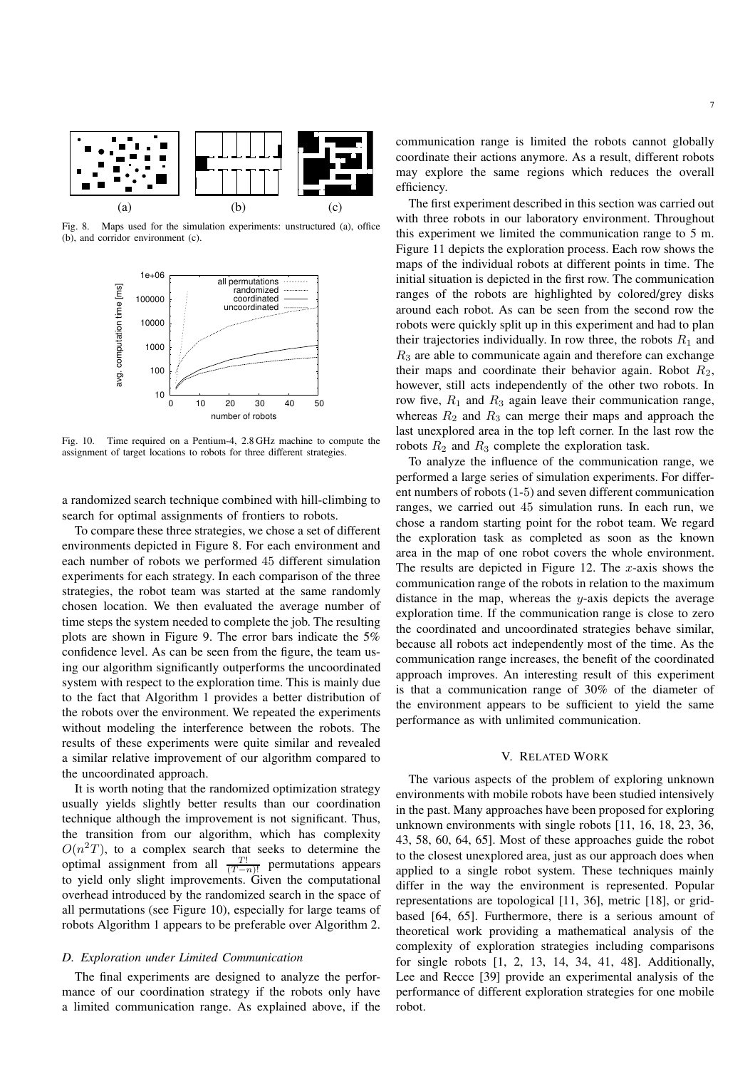Fig. 8. Maps used for the simulation experiments: unstructured (a), office (b), and corridor environment (c).

Fig. 10. Time required on a Pentium-4, 2.8 GHz machine to compute the assignment of target locations to robots for three different strategies.

a randomized search technique combined with hill-climbing to search for optimal assignments of frontiers to robots.

To compare these three strategies, we chose a set of different environments depicted in Figure 8. For each environment and each number of robots we performed 45 different simulation experiments for each strategy. In each comparison of the three strategies, the robot team was started at the same randomly chosen location. We then evaluated the average number of time steps the system needed to complete the job. The resulting plots are shown in Figure 9. The error bars indicate the 5% confidence level. As can be seen from the figure, the team using our algorithm significantly outperforms the uncoordinated system with respect to the exploration time. This is mainly due to the fact that Algorithm 1 provides a better distribution of the robots over the environment. We repeated the experiments without modeling the interference between the robots. The results of these experiments were quite similar and revealed a similar relative improvement of our algorithm compared to the uncoordinated approach.

It is worth noting that the randomized optimization strategy usually yields slightly better results than our coordination technique although the improvement is not significant. Thus, the transition from our algorithm, which has complexity $O(n^2 T)$, to a complex search that seeks to determine the optimal assignment from all $\frac{T!}{(T-n)!}$ permutations appears to yield only slight improvements. Given the computational overhead introduced by the randomized search in the space of all permutations (see Figure 10), especially for large teams of robots Algorithm 1 appears to be preferable over Algorithm 2.

### D. Exploration under Limited Communication

The final experiments are designed to analyze the performance of our coordination strategy if the robots only have a limited communication range. As explained above, if the communication range is limited the robots cannot globally coordinate their actions anymore. As a result, different robots may explore the same regions which reduces the overall efficiency.

The first experiment described in this section was carried out with three robots in our laboratory environment. Throughout this experiment we limited the communication range to 5 m. Figure 11 depicts the exploration process. Each row shows the maps of the individual robots at different points in time. The initial situation is depicted in the first row. The communication ranges of the robots are highlighted by colored/grey disks around each robot. As can be seen from the second row the robots were quickly split up in this experiment and had to plan their trajectories individually. In row three, the robots $R_1$ and $R_3$ are able to communicate again and therefore can exchange their maps and coordinate their behavior again. Robot $R_2$, however, still acts independently of the other two robots. In row five, $R_1$ and $R_3$ again leave their communication range, whereas $R_2$ and $R_3$ can merge their maps and approach the last unexplored area in the top left corner. In the last row the robots $R_2$ and $R_3$ complete the exploration task.

To analyze the influence of the communication range, we performed a large series of simulation experiments. For different numbers of robots (1-5) and seven different communication ranges, we carried out 45 simulation runs. In each run, we chose a random starting point for the robot team. We regard the exploration task as completed as soon as the known area in the map of one robot covers the whole environment. The results are depicted in Figure 12. The $x$-axis shows the communication range of the robots in relation to the maximum distance in the map, whereas the $y$-axis depicts the average exploration time. If the communication range is close to zero the coordinated and uncoordinated strategies behave similar, because all robots act independently most of the time. As the communication range increases, the benefit of the coordinated approach improves. An interesting result of this experiment is that a communication range of 30% of the diameter of the environment appears to be sufficient to yield the same performance as with unlimited communication.

## V. Related Work

The various aspects of the problem of exploring unknown environments with mobile robots have been studied intensively in the past. Many approaches have been proposed for exploring unknown environments with single robots [11, 16, 18, 23, 36, 43, 58, 60, 64, 65]. Most of these approaches guide the robot to the closest unexplored area, just as our approach does when applied to a single robot system. These techniques mainly differ in the way the environment is represented. Popular representations are topological [11, 36], metric [18], or grid-based [64, 65]. Furthermore, there is a serious amount of theoretical work providing a mathematical analysis of the complexity of exploration strategies including comparisons for single robots [1, 2, 13, 14, 34, 41, 48]. Additionally, Lee and Recce [39] provide an experimental analysis of the performance of different exploration strategies for one mobile robot.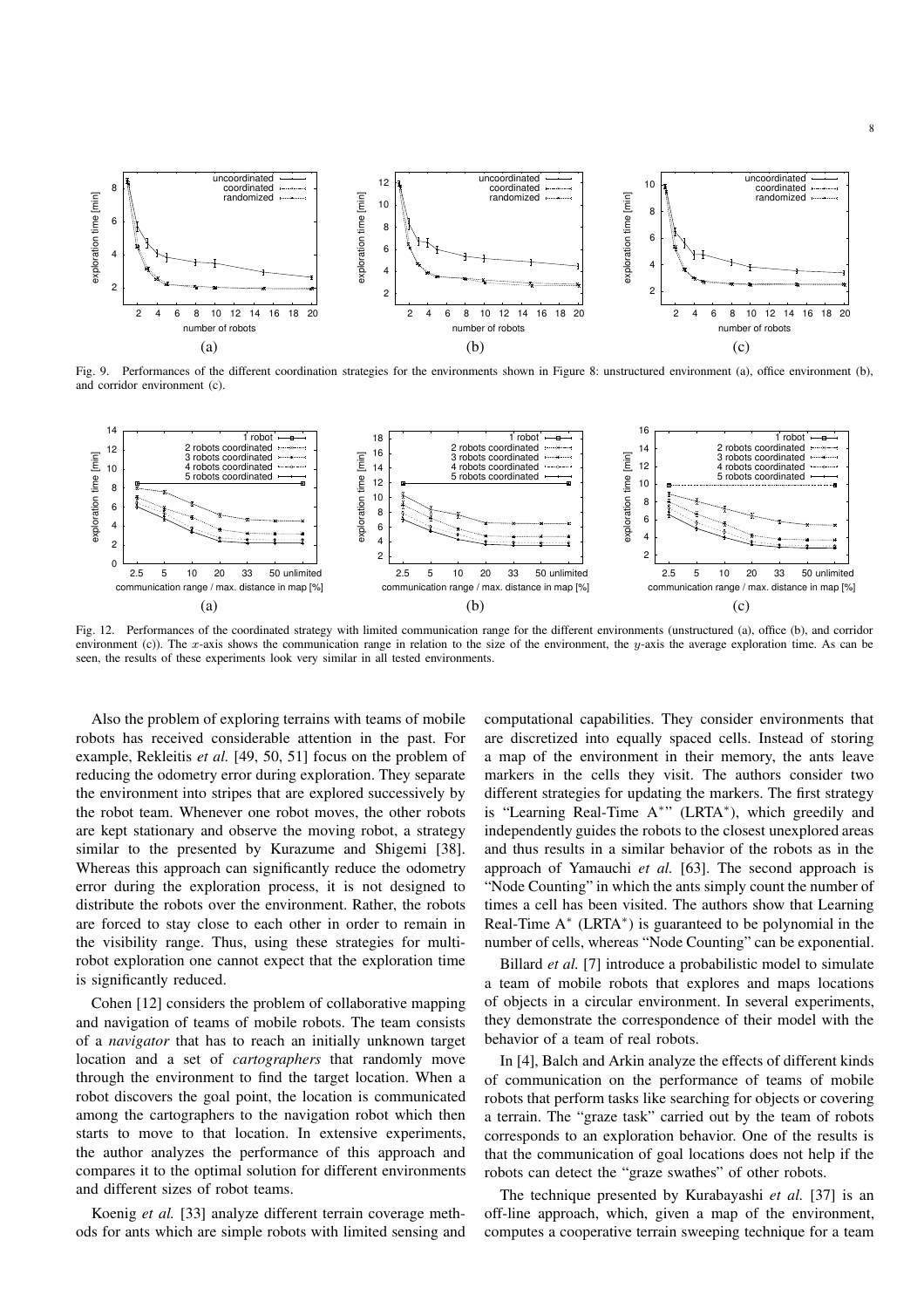uncoordinated
coordinated
randomized

exploration time [min]

number of robots

(a)

uncoordinated
coordinated
randomized

exploration time [min]

number of robots

(b)

uncoordinated
coordinated
randomized

exploration time [min]

number of robots

(c)

Fig. 9. Performances of the different coordination strategies for the environments shown in Figure 8: unstructured environment (a), office environment (b), and corridor environment (c).

1 robot
2 robots coordinated
3 robots coordinated
4 robots coordinated
5 robots coordinated

exploration time [min]

communication range / max. distance in map [%]

(a)

1 robot
2 robots coordinated
3 robots coordinated
4 robots coordinated
5 robots coordinated

exploration time [min]

communication range / max. distance in map [%]

(b)

1 robot
2 robots coordinated
3 robots coordinated
4 robots coordinated
5 robots coordinated

exploration time [min]

communication range / max. distance in map [%]

(c)

Fig. 12. Performances of the coordinated strategy with limited communication range for the different environments (unstructured (a), office (b), and corridor environment (c)). The $x$-axis shows the communication range in relation to the size of the environment, the $y$-axis the average exploration time. As can be seen, the results of these experiments look very similar in all tested environments.

Also the problem of exploring terrains with teams of mobile robots has received considerable attention in the past. For example, Rekleitis *et al.* [49, 50, 51] focus on the problem of reducing the odometry error during exploration. They separate the environment into stripes that are explored successively by the robot team. Whenever one robot moves, the other robots are kept stationary and observe the moving robot, a strategy similar to the presented by Kurazume and Shigemi [38]. Whereas this approach can significantly reduce the odometry error during the exploration process, it is not designed to distribute the robots over the environment. Rather, the robots are forced to stay close to each other in order to remain in the visibility range. Thus, using these strategies for multi-robot exploration one cannot expect that the exploration time is significantly reduced.

Cohen [12] considers the problem of collaborative mapping and navigation of teams of mobile robots. The team consists of a *navigator* that has to reach an initially unknown target location and a set of *cartographers* that randomly move through the environment to find the target location. When a robot discovers the goal point, the location is communicated among the cartographers to the navigation robot which then starts to move to that location. In extensive experiments, the author analyzes the performance of this approach and compares it to the optimal solution for different environments and different sizes of robot teams.

Koenig *et al.* [33] analyze different terrain coverage methods for ants which are simple robots with limited sensing and computational capabilities. They consider environments that are discretized into equally spaced cells. Instead of storing a map of the environment in their memory, the ants leave markers in the cells they visit. The authors consider two different strategies for updating the markers. The first strategy is "Learning Real-Time A$^*$" (LRTA$^*$), which greedily and independently guides the robots to the closest unexplored areas and thus results in a similar behavior of the robots as in the approach of Yamauchi *et al.* [63]. The second approach is "Node Counting" in which the ants simply count the number of times a cell has been visited. The authors show that Learning Real-Time A$^*$ (LRTA$^*$) is guaranteed to be polynomial in the number of cells, whereas "Node Counting" can be exponential.

Billard *et al.* [7] introduce a probabilistic model to simulate a team of mobile robots that explores and maps locations of objects in a circular environment. In several experiments, they demonstrate the correspondence of their model with the behavior of a team of real robots.

In [4], Balch and Arkin analyze the effects of different kinds of communication on the performance of teams of mobile robots that perform tasks like searching for objects or covering a terrain. The "graze task" carried out by the team of robots corresponds to an exploration behavior. One of the results is that the communication of goal locations does not help if the robots can detect the "graze swathes" of other robots.

The technique presented by Kurabayashi *et al.* [37] is an off-line approach, which, given a map of the environment, computes a cooperative terrain sweeping technique for a team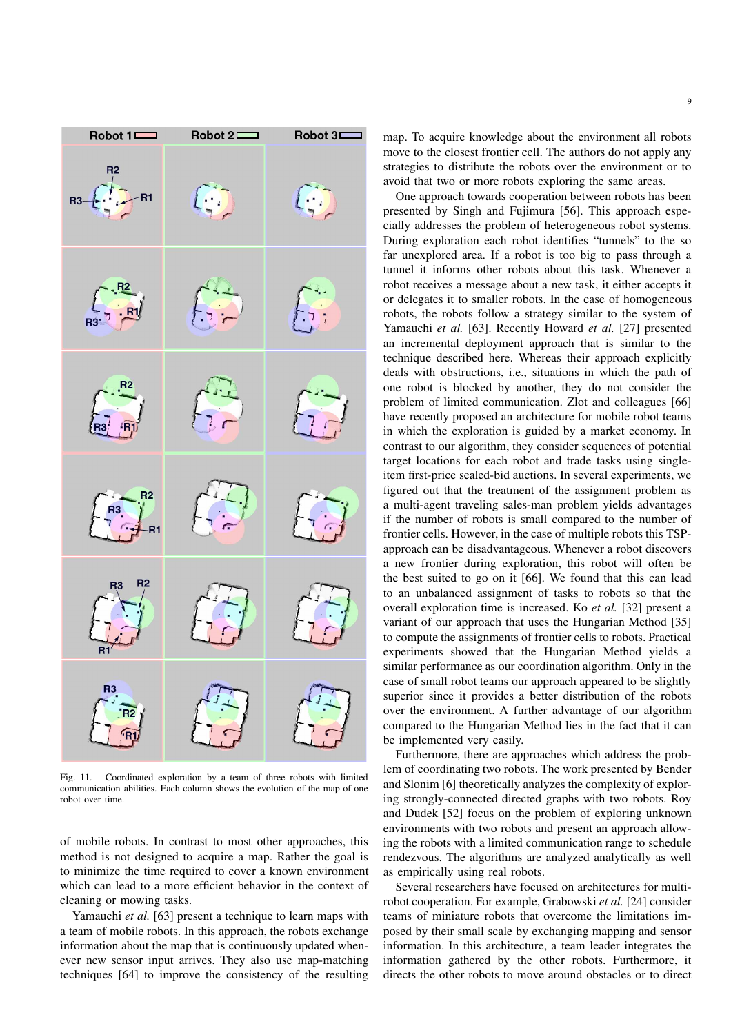Robot 1

Robot 2

Robot 3

R2

R3

R1

Fig. 11. Coordinated exploration by a team of three robots with limited communication abilities. Each column shows the evolution of the map of one robot over time.

of mobile robots. In contrast to most other approaches, this method is not designed to acquire a map. Rather the goal is to minimize the time required to cover a known environment which can lead to a more efficient behavior in the context of cleaning or mowing tasks.

Yamauchi *et al.* [63] present a technique to learn maps with a team of mobile robots. In this approach, the robots exchange information about the map that is continuously updated whenever new sensor input arrives. They also use map-matching techniques [64] to improve the consistency of the resulting map. To acquire knowledge about the environment all robots move to the closest frontier cell. The authors do not apply any strategies to distribute the robots over the environment or to avoid that two or more robots exploring the same areas.

One approach towards cooperation between robots has been presented by Singh and Fujimura [56]. This approach especially addresses the problem of heterogeneous robot systems. During exploration each robot identifies "tunnels" to the so far unexplored area. If a robot is too big to pass through a tunnel it informs other robots about this task. Whenever a robot receives a message about a new task, it either accepts it or delegates it to smaller robots. In the case of homogeneous robots, the robots follow a strategy similar to the system of Yamauchi *et al.* [63]. Recently Howard *et al.* [27] presented an incremental deployment approach that is similar to the technique described here. Whereas their approach explicitly deals with obstructions, i.e., situations in which the path of one robot is blocked by another, they do not consider the problem of limited communication. Zlot and colleagues [66] have recently proposed an architecture for mobile robot teams in which the exploration is guided by a market economy. In contrast to our algorithm, they consider sequences of potential target locations for each robot and trade tasks using single-item first-price sealed-bid auctions. In several experiments, we figured out that the treatment of the assignment problem as a multi-agent traveling sales-man problem yields advantages if the number of robots is small compared to the number of frontier cells. However, in the case of multiple robots this TSP-approach can be disadvantageous. Whenever a robot discovers a new frontier during exploration, this robot will often be the best suited to go on it [66]. We found that this can lead to an unbalanced assignment of tasks to robots so that the overall exploration time is increased. Ko *et al.* [32] present a variant of our approach that uses the Hungarian Method [35] to compute the assignments of frontier cells to robots. Practical experiments showed that the Hungarian Method yields a similar performance as our coordination algorithm. Only in the case of small robot teams our approach appeared to be slightly superior since it provides a better distribution of the robots over the environment. A further advantage of our algorithm compared to the Hungarian Method lies in the fact that it can be implemented very easily.

Furthermore, there are approaches which address the problem of coordinating two robots. The work presented by Bender and Slonim [6] theoretically analyzes the complexity of exploring strongly-connected directed graphs with two robots. Roy and Dudek [52] focus on the problem of exploring unknown environments with two robots and present an approach allowing the robots with a limited communication range to schedule rendezvous. The algorithms are analyzed analytically as well as empirically using real robots.

Several researchers have focused on architectures for multi-robot cooperation. For example, Grabowski *et al.* [24] consider teams of miniature robots that overcome the limitations imposed by their small scale by exchanging mapping and sensor information. In this architecture, a team leader integrates the information gathered by the other robots. Furthermore, it directs the other robots to move around obstacles or to direct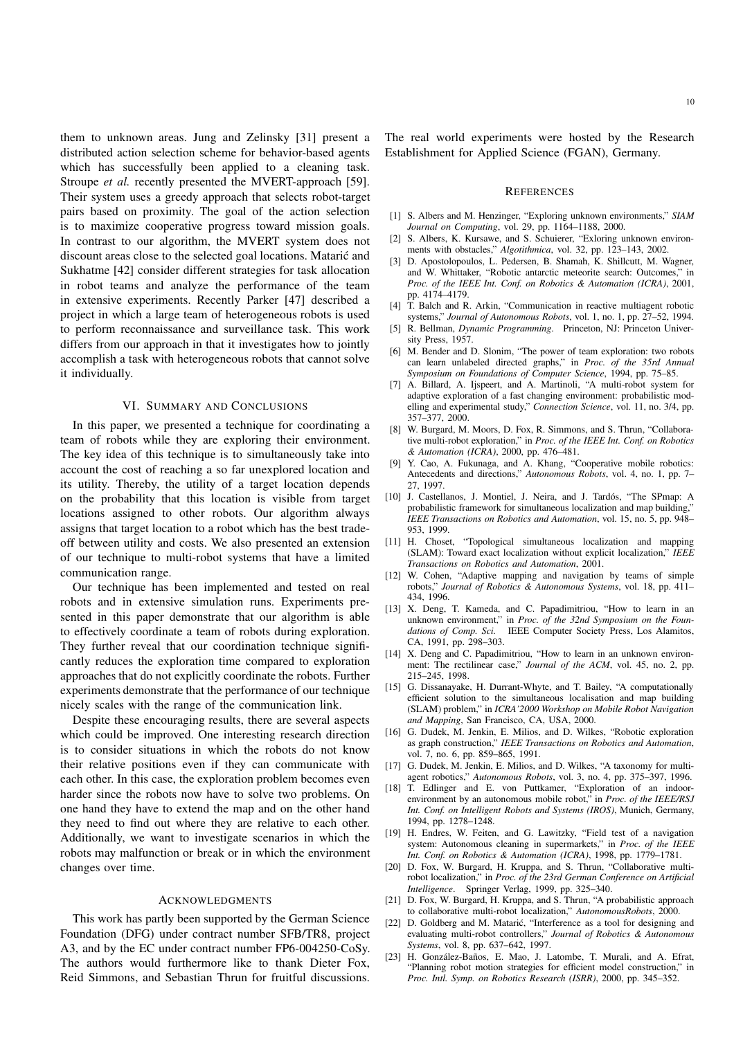them to unknown areas. Jung and Zelinsky [31] present a distributed action selection scheme for behavior-based agents which has successfully been applied to a cleaning task. Stroupe *et al.* recently presented the MVERT-approach [59]. Their system uses a greedy approach that selects robot-target pairs based on proximity. The goal of the action selection is to maximize cooperative progress toward mission goals. In contrast to our algorithm, the MVERT system does not discount areas close to the selected goal locations. Matarić and Sukhatme [42] consider different strategies for task allocation in robot teams and analyze the performance of the team in extensive experiments. Recently Parker [47] described a project in which a large team of heterogeneous robots is used to perform reconnaissance and surveillance task. This work differs from our approach in that it investigates how to jointly accomplish a task with heterogeneous robots that cannot solve it individually.

## VI. Summary and Conclusions

In this paper, we presented a technique for coordinating a team of robots while they are exploring their environment. The key idea of this technique is to simultaneously take into account the cost of reaching a so far unexplored location and its utility. Thereby, the utility of a target location depends on the probability that this location is visible from target locations assigned to other robots. Our algorithm always assigns that target location to a robot which has the best trade-off between utility and costs. We also presented an extension of our technique to multi-robot systems that have a limited communication range.

Our technique has been implemented and tested on real robots and in extensive simulation runs. Experiments presented in this paper demonstrate that our algorithm is able to effectively coordinate a team of robots during exploration. They further reveal that our coordination technique significantly reduces the exploration time compared to exploration approaches that do not explicitly coordinate the robots. Further experiments demonstrate that the performance of our technique nicely scales with the range of the communication link.

Despite these encouraging results, there are several aspects which could be improved. One interesting research direction is to consider situations in which the robots do not know their relative positions even if they can communicate with each other. In this case, the exploration problem becomes even harder since the robots now have to solve two problems. On one hand they have to extend the map and on the other hand they need to find out where they are relative to each other. Additionally, we want to investigate scenarios in which the robots may malfunction or break or in which the environment changes over time.

## Acknowledgments

This work has partly been supported by the German Science Foundation (DFG) under contract number SFB/TR8, project A3, and by the EC under contract number FP6-004250-CoSy. The authors would furthermore like to thank Dieter Fox, Reid Simmons, and Sebastian Thrun for fruitful discussions. The real world experiments were hosted by the Research Establishment for Applied Science (FGAN), Germany.

## References

[1] S. Albers and M. Henzinger, "Exploring unknown environments," *SIAM Journal on Computing*, vol. 29, pp. 1164–1188, 2000.

[2] S. Albers, K. Kursawe, and S. Schuierer, "Exloring unknown environments with obstacles," *Algotithmica*, vol. 32, pp. 123–143, 2002.

[3] D. Apostolopoulos, L. Pedersen, B. Shamah, K. Shillcutt, M. Wagner, and W. Whittaker, "Robotic antarctic meteorite search: Outcomes," in *Proc. of the IEEE Int. Conf. on Robotics & Automation (ICRA)*, 2001, pp. 4174–4179.

[4] T. Balch and R. Arkin, "Communication in reactive multiagent robotic systems," *Journal of Autonomous Robots*, vol. 1, no. 1, pp. 27–52, 1994.

[5] R. Bellman, *Dynamic Programming*. Princeton, NJ: Princeton University Press, 1957.

[6] M. Bender and D. Slonim, "The power of team exploration: two robots can learn unlabeled directed graphs," in *Proc. of the 35rd Annual Symposium on Foundations of Computer Science*, 1994, pp. 75–85.

[7] A. Billard, A. Ijspeert, and A. Martinoli, "A multi-robot system for adaptive exploration of a fast changing environment: probabilistic modelling and experimental study," *Connection Science*, vol. 11, no. 3/4, pp. 357–377, 2000.

[8] W. Burgard, M. Moors, D. Fox, R. Simmons, and S. Thrun, "Collaborative multi-robot exploration," in *Proc. of the IEEE Int. Conf. on Robotics & Automation (ICRA)*, 2000, pp. 476–481.

[9] Y. Cao, A. Fukunaga, and A. Khang, "Cooperative mobile robotics: Antecedents and directions," *Autonomous Robots*, vol. 4, no. 1, pp. 7–27, 1997.

[10] J. Castellanos, J. Montiel, J. Neira, and J. Tardós, "The SPmap: A probabilistic framework for simultaneous localization and map building," *IEEE Transactions on Robotics and Automation*, vol. 15, no. 5, pp. 948–953, 1999.

[11] H. Choset, "Topological simultaneous localization and mapping (SLAM): Toward exact localization without explicit localization," *IEEE Transactions on Robotics and Automation*, 2001.

[12] W. Cohen, "Adaptive mapping and navigation by teams of simple robots," *Journal of Robotics & Autonomous Systems*, vol. 18, pp. 411–434, 1996.

[13] X. Deng, T. Kameda, and C. Papadimitriou, "How to learn in an unknown environment," in *Proc. of the 32nd Symposium on the Foundations of Comp. Sci.* IEEE Computer Society Press, Los Alamitos, CA, 1991, pp. 298–303.

[14] X. Deng and C. Papadimitriou, "How to learn in an unknown environment: The rectilinear case," *Journal of the ACM*, vol. 45, no. 2, pp. 215–245, 1998.

[15] G. Dissanayake, H. Durrant-Whyte, and T. Bailey, "A computationally efficient solution to the simultaneous localisation and map building (SLAM) problem," in *ICRA'2000 Workshop on Mobile Robot Navigation and Mapping*, San Francisco, CA, USA, 2000.

[16] G. Dudek, M. Jenkin, E. Milios, and D. Wilkes, "Robotic exploration as graph construction," *IEEE Transactions on Robotics and Automation*, vol. 7, no. 6, pp. 859–865, 1991.

[17] G. Dudek, M. Jenkin, E. Milios, and D. Wilkes, "A taxonomy for multi-agent robotics," *Autonomous Robots*, vol. 3, no. 4, pp. 375–397, 1996.

[18] T. Edlinger and E. von Puttkamer, "Exploration of an indoor-environment by an autonomous mobile robot," in *Proc. of the IEEE/RSJ Int. Conf. on Intelligent Robots and Systems (IROS)*, Munich, Germany, 1994, pp. 1278–1248.

[19] H. Endres, W. Feiten, and G. Lawitzky, "Field test of a navigation system: Autonomous cleaning in supermarkets," in *Proc. of the IEEE Int. Conf. on Robotics & Automation (ICRA)*, 1998, pp. 1779–1781.

[20] D. Fox, W. Burgard, H. Kruppa, and S. Thrun, "Collaborative multi-robot localization," in *Proc. of the 23rd German Conference on Artificial Intelligence*. Springer Verlag, 1999, pp. 325–340.

[21] D. Fox, W. Burgard, H. Kruppa, and S. Thrun, "A probabilistic approach to collaborative multi-robot localization," *AutonomousRobots*, 2000.

[22] D. Goldberg and M. Matarić, "Interference as a tool for designing and evaluating multi-robot controllers," *Journal of Robotics & Autonomous Systems*, vol. 8, pp. 637–642, 1997.

[23] H. González-Baños, E. Mao, J. Latombe, T. Murali, and A. Efrat, "Planning robot motion strategies for efficient model construction," in *Proc. Intl. Symp. on Robotics Research (ISRR)*, 2000, pp. 345–352.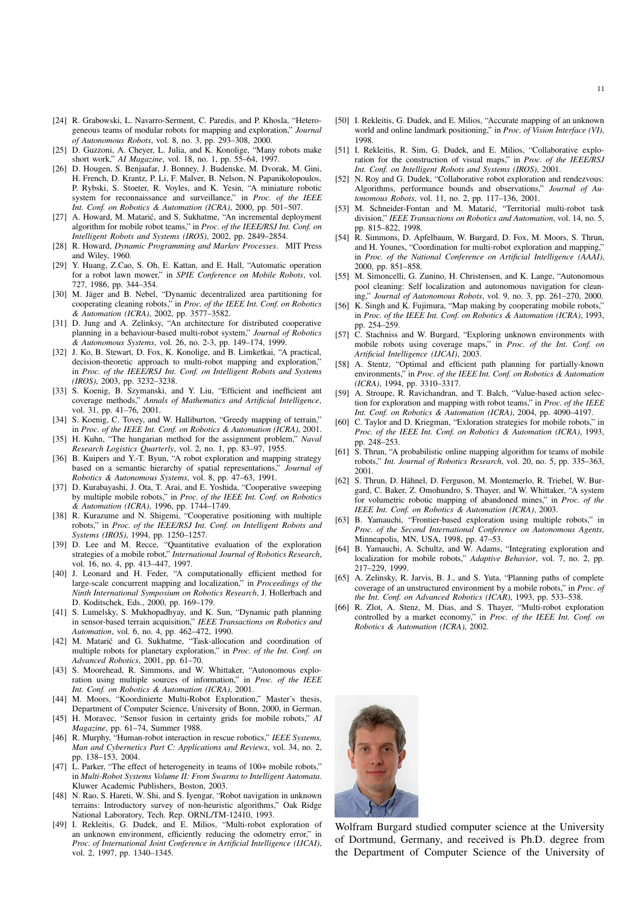[24] R. Grabowski, L. Navarro-Serment, C. Paredis, and P. Khosla, "Heterogeneous teams of modular robots for mapping and exploration," *Journal of Autonomous Robots*, vol. 8, no. 3, pp. 293–308, 2000.

[25] D. Guzzoni, A. Cheyer, L. Julia, and K. Konolige, "Many robots make short work," *AI Magazine*, vol. 18, no. 1, pp. 55–64, 1997.

[26] D. Hougen, S. Benjaafar, J. Bonney, J. Budenske, M. Dvorak, M. Gini, H. French, D. Krantz, P. Li, F. Malver, B. Nelson, N. Papanikolopoulos, P. Rybski, S. Stoeter, R. Voyles, and K. Yesin, "A miniature robotic system for reconnaissance and surveillance," in *Proc. of the IEEE Int. Conf. on Robotics & Automation (ICRA)*, 2000, pp. 501–507.

[27] A. Howard, M. Matarić, and S. Sukhatme, "An incremental deployment algorithm for mobile robot teams," in *Proc. of the IEEE/RSJ Int. Conf. on Intelligent Robots and Systems (IROS)*, 2002, pp. 2849–2854.

[28] R. Howard, *Dynamic Programming and Markov Processes*. MIT Press and Wiley, 1960.

[29] Y. Huang, Z.Cao, S. Oh, E. Kattan, and E. Hall, "Automatic operation for a robot lawn mower," in *SPIE Conference on Mobile Robots*, vol. 727, 1986, pp. 344–354.

[30] M. Jäger and B. Nebel, "Dynamic decentralized area partitioning for cooperating cleaning robots," in *Proc. of the IEEE Int. Conf. on Robotics & Automation (ICRA)*, 2002, pp. 3577–3582.

[31] D. Jung and A. Zelinksy, "An architecture for distributed cooperative planning in a behaviour-based multi-robot system," *Journal of Robotics & Autonomous Systems*, vol. 26, no. 2-3, pp. 149–174, 1999.

[32] J. Ko, B. Stewart, D. Fox, K. Konolige, and B. Limketkai, "A practical, decision-theoretic approach to multi-robot mapping and exploration," in *Proc. of the IEEE/RSJ Int. Conf. on Intelligent Robots and Systems (IROS)*, 2003, pp. 3232–3238.

[33] S. Koenig, B. Szymanski, and Y. Liu, "Efficient and inefficient ant coverage methods," *Annals of Mathematics and Artificial Intelligence*, vol. 31, pp. 41–76, 2001.

[34] S. Koenig, C. Tovey, and W. Halliburton, "Greedy mapping of terrain," in *Proc. of the IEEE Int. Conf. on Robotics & Automation (ICRA)*, 2001.

[35] H. Kuhn, "The hungarian method for the assignment problem," *Naval Research Logistics Quarterly*, vol. 2, no. 1, pp. 83–97, 1955.

[36] B. Kuipers and Y.-T. Byun, "A robot exploration and mapping strategy based on a semantic hierarchy of spatial representations," *Journal of Robotics & Autonomous Systems*, vol. 8, pp. 47–63, 1991.

[37] D. Kurabayashi, J. Ota, T. Arai, and E. Yoshida, "Cooperative sweeping by multiple mobile robots," in *Proc. of the IEEE Int. Conf. on Robotics & Automation (ICRA)*, 1996, pp. 1744–1749.

[38] R. Kurazume and N. Shigemi, "Cooperative positioning with multiple robots," in *Proc. of the IEEE/RSJ Int. Conf. on Intelligent Robots and Systems (IROS)*, 1994, pp. 1250–1257.

[39] D. Lee and M. Recce, "Quantitative evaluation of the exploration strategies of a mobile robot," *International Journal of Robotics Research*, vol. 16, no. 4, pp. 413–447, 1997.

[40] J. Leonard and H. Feder, "A computationally efficient method for large-scale concurrent mapping and localization," in *Proceedings of the Ninth International Symposium on Robotics Research*, J. Hollerbach and D. Koditschek, Eds., 2000, pp. 169–179.

[41] S. Lumelsky, S. Mukhopadhyay, and K. Sun, "Dynamic path planning in sensor-based terrain acquisition," *IEEE Transactions on Robotics and Automation*, vol. 6, no. 4, pp. 462–472, 1990.

[42] M. Matarić and G. Sukhatme, "Task-allocation and coordination of multiple robots for planetary exploration," in *Proc. of the Int. Conf. on Advanced Robotics*, 2001, pp. 61–70.

[43] S. Moorehead, R. Simmons, and W. Whittaker, "Autonomous exploration using multiple sources of information," in *Proc. of the IEEE Int. Conf. on Robotics & Automation (ICRA)*, 2001.

[44] M. Moors, "Koordinierte Multi-Robot Exploration," Master's thesis, Department of Computer Science, University of Bonn, 2000, in German.

[45] H. Moravec, "Sensor fusion in certainty grids for mobile robots," *AI Magazine*, pp. 61–74, Summer 1988.

[46] R. Murphy, "Human-robot interaction in rescue robotics," *IEEE Systems, Man and Cybernetics Part C: Applications and Reviews*, vol. 34, no. 2, pp. 138–153, 2004.

[47] L. Parker, "The effect of heterogeneity in teams of 100+ mobile robots," in *Multi-Robot Systems Volume II: From Swarms to Intelligent Automata*. Kluwer Academic Publishers, Boston, 2003.

[48] N. Rao, S. Hareti, W. Shi, and S. Iyengar, "Robot navigation in unknown terrains: Introductory survey of non-heuristic algorithms," Oak Ridge National Laboratory, Tech. Rep. ORNL/TM-12410, 1993.

[49] I. Rekleitis, G. Dudek, and E. Milios, "Multi-robot exploration of an unknown environment, efficiently reducing the odometry error," in *Proc. of International Joint Conference in Artificial Intelligence (IJCAI)*, vol. 2, 1997, pp. 1340–1345.

[50] I. Rekleitis, G. Dudek, and E. Milios, "Accurate mapping of an unknown world and online landmark positioning," in *Proc. of Vision Interface (VI)*, 1998.

[51] I. Rekleitis, R. Sim, G. Dudek, and E. Milios, "Collaborative exploration for the construction of visual maps," in *Proc. of the IEEE/RSJ Int. Conf. on Intelligent Robots and Systems (IROS)*, 2001.

[52] N. Roy and G. Dudek, "Collaborative robot exploration and rendezvous: Algorithms, performance bounds and observations," *Journal of Autonomous Robots*, vol. 11, no. 2, pp. 117–136, 2001.

[53] M. Schneider-Fontan and M. Matarić, "Territorial multi-robot task division," *IEEE Transactions on Robotics and Automation*, vol. 14, no. 5, pp. 815–822, 1998.

[54] R. Simmons, D. Apfelbaum, W. Burgard, D. Fox, M. Moors, S. Thrun, and H. Younes, "Coordination for multi-robot exploration and mapping," in *Proc. of the National Conference on Artificial Intelligence (AAAI)*, 2000, pp. 851–858.

[55] M. Simoncelli, G. Zunino, H. Christensen, and K. Lange, "Autonomous pool cleaning: Self localization and autonomous navigation for cleaning," *Journal of Autonomous Robots*, vol. 9, no. 3, pp. 261–270, 2000.

[56] K. Singh and K. Fujimura, "Map making by cooperating mobile robots," in *Proc. of the IEEE Int. Conf. on Robotics & Automation (ICRA)*, 1993, pp. 254–259.

[57] C. Stachniss and W. Burgard, "Exploring unknown environments with mobile robots using coverage maps," in *Proc. of the Int. Conf. on Artificial Intelligence (IJCAI)*, 2003.

[58] A. Stentz, "Optimal and efficient path planning for partially-known environments," in *Proc. of the IEEE Int. Conf. on Robotics & Automation (ICRA)*, 1994, pp. 3310–3317.

[59] A. Stroupe, R. Ravichandran, and T. Balch, "Value-based action selection for exploration and mapping with robot teams," in *Proc. of the IEEE Int. Conf. on Robotics & Automation (ICRA)*, 2004, pp. 4090–4197.

[60] C. Taylor and D. Kriegman, "Exloration strategies for mobile robots," in *Proc. of the IEEE Int. Conf. on Robotics & Automation (ICRA)*, 1993, pp. 248–253.

[61] S. Thrun, "A probabilistic online mapping algorithm for teams of mobile robots," *Int. Journal of Robotics Research*, vol. 20, no. 5, pp. 335–363, 2001.

[62] S. Thrun, D. Hähnel, D. Ferguson, M. Montemerlo, R. Triebel, W. Burgard, C. Baker, Z. Omohundro, S. Thayer, and W. Whittaker, "A system for volumetric robotic mapping of abandoned mines," in *Proc. of the IEEE Int. Conf. on Robotics & Automation (ICRA)*, 2003.

[63] B. Yamauchi, "Frontier-based exploration using multiple robots," in *Proc. of the Second International Conference on Autonomous Agents*, Minneapolis, MN, USA, 1998, pp. 47–53.

[64] B. Yamauchi, A. Schultz, and W. Adams, "Integrating exploration and localization for mobile robots," *Adaptive Behavior*, vol. 7, no. 2, pp. 217–229, 1999.

[65] A. Zelinsky, R. Jarvis, B. J., and S. Yuta, "Planning paths of complete coverage of an unstructured environment by a mobile robots," in *Proc. of the Int. Conf. on Advanced Robotics (ICAR)*, 1993, pp. 533–538.

[66] R. Zlot, A. Stenz, M. Dias, and S. Thayer, "Multi-robot exploration controlled by a market economy," in *Proc. of the IEEE Int. Conf. on Robotics & Automation (ICRA)*, 2002.

Wolfram Burgard studied computer science at the University of Dortmund, Germany, and received is Ph.D. degree from the Department of Computer Science of the University of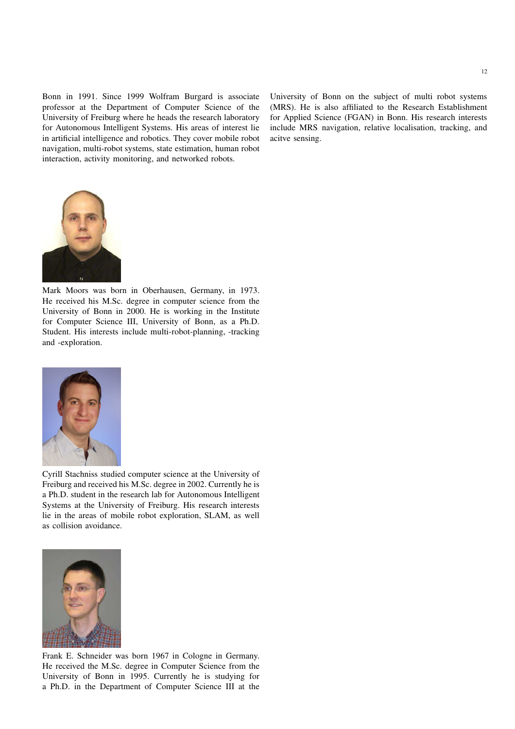Bonn in 1991. Since 1999 Wolfram Burgard is associate professor at the Department of Computer Science of the University of Freiburg where he heads the research laboratory for Autonomous Intelligent Systems. His areas of interest lie in artificial intelligence and robotics. They cover mobile robot navigation, multi-robot systems, state estimation, human robot interaction, activity monitoring, and networked robots.

Mark Moors was born in Oberhausen, Germany, in 1973. He received his M.Sc. degree in computer science from the University of Bonn in 2000. He is working in the Institute for Computer Science III, University of Bonn, as a Ph.D. Student. His interests include multi-robot-planning, -tracking and -exploration.

Cyrill Stachniss studied computer science at the University of Freiburg and received his M.Sc. degree in 2002. Currently he is a Ph.D. student in the research lab for Autonomous Intelligent Systems at the University of Freiburg. His research interests lie in the areas of mobile robot exploration, SLAM, as well as collision avoidance.

Frank E. Schneider was born 1967 in Cologne in Germany. He received the M.Sc. degree in Computer Science from the University of Bonn in 1995. Currently he is studying for a Ph.D. in the Department of Computer Science III at the University of Bonn on the subject of multi robot systems (MRS). He is also affiliated to the Research Establishment for Applied Science (FGAN) in Bonn. His research interests include MRS navigation, relative localisation, tracking, and acitve sensing.